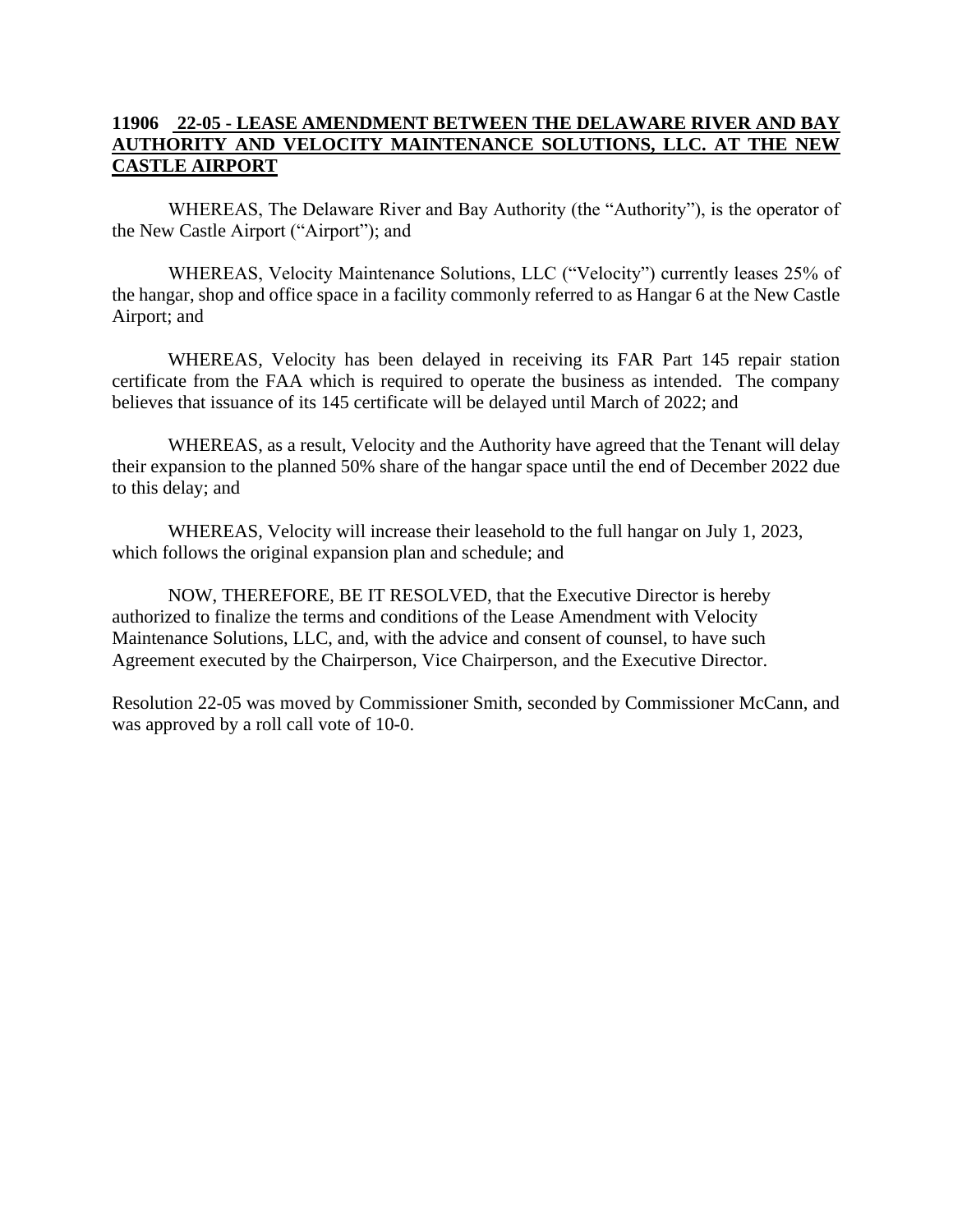**<u>11906 22-05 - LEASE AMENDMENT BETWEEN THE DELAWARE RIVER AND BAY AUTHORITY AND VELOCITY MAINTENANCE SOLUTIONS, LLC. AT THE NEW CASTLE AIRPORT</u>**

WHEREAS, The Delaware River and Bay Authority (the "Authority"), is the operator of the New Castle Airport ("Airport"); and

WHEREAS, Velocity Maintenance Solutions, LLC ("Velocity") currently leases 25% of the hangar, shop and office space in a facility commonly referred to as Hangar 6 at the New Castle Airport; and

WHEREAS, Velocity has been delayed in receiving its FAR Part 145 repair station certificate from the FAA which is required to operate the business as intended. The company believes that issuance of its 145 certificate will be delayed until March of 2022; and

WHEREAS, as a result, Velocity and the Authority have agreed that the Tenant will delay their expansion to the planned 50% share of the hangar space until the end of December 2022 due to this delay; and

WHEREAS, Velocity will increase their leasehold to the full hangar on July 1, 2023, which follows the original expansion plan and schedule; and

NOW, THEREFORE, BE IT RESOLVED, that the Executive Director is hereby authorized to finalize the terms and conditions of the Lease Amendment with Velocity Maintenance Solutions, LLC, and, with the advice and consent of counsel, to have such Agreement executed by the Chairperson, Vice Chairperson, and the Executive Director.

Resolution 22-05 was moved by Commissioner Smith, seconded by Commissioner McCann, and was approved by a roll call vote of 10-0.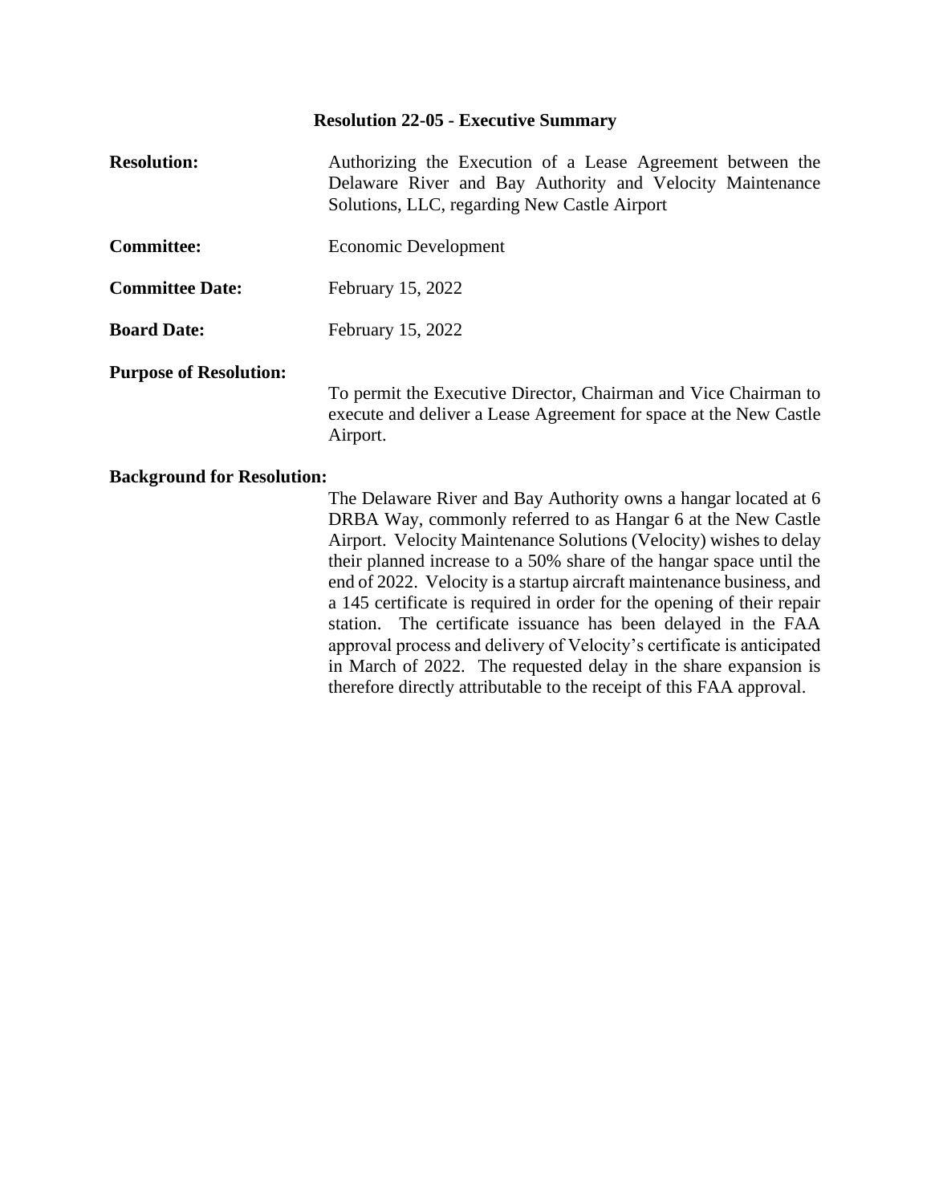## Resolution 22-05 - Executive Summary

**Resolution:** Authorizing the Execution of a Lease Agreement between the Delaware River and Bay Authority and Velocity Maintenance Solutions, LLC, regarding New Castle Airport

**Committee:** Economic Development

**Committee Date:** February 15, 2022

**Board Date:** February 15, 2022

**Purpose of Resolution:**

To permit the Executive Director, Chairman and Vice Chairman to execute and deliver a Lease Agreement for space at the New Castle Airport.

**Background for Resolution:**

The Delaware River and Bay Authority owns a hangar located at 6 DRBA Way, commonly referred to as Hangar 6 at the New Castle Airport. Velocity Maintenance Solutions (Velocity) wishes to delay their planned increase to a 50% share of the hangar space until the end of 2022. Velocity is a startup aircraft maintenance business, and a 145 certificate is required in order for the opening of their repair station. The certificate issuance has been delayed in the FAA approval process and delivery of Velocity's certificate is anticipated in March of 2022. The requested delay in the share expansion is therefore directly attributable to the receipt of this FAA approval.